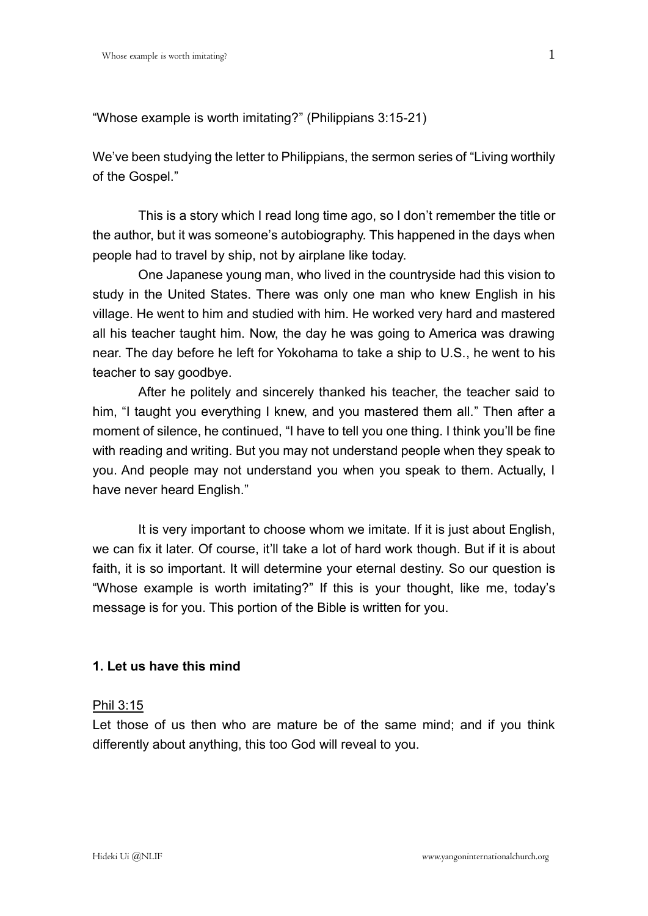"Whose example is worth imitating?" (Philippians 3:15-21)

We've been studying the letter to Philippians, the sermon series of "Living worthily of the Gospel."

This is a story which I read long time ago, so I don't remember the title or the author, but it was someone's autobiography. This happened in the days when people had to travel by ship, not by airplane like today.

One Japanese young man, who lived in the countryside had this vision to study in the United States. There was only one man who knew English in his village. He went to him and studied with him. He worked very hard and mastered all his teacher taught him. Now, the day he was going to America was drawing near. The day before he left for Yokohama to take a ship to U.S., he went to his teacher to say goodbye.

After he politely and sincerely thanked his teacher, the teacher said to him, "I taught you everything I knew, and you mastered them all." Then after a moment of silence, he continued, "I have to tell you one thing. I think you'll be fine with reading and writing. But you may not understand people when they speak to you. And people may not understand you when you speak to them. Actually, I have never heard English."

It is very important to choose whom we imitate. If it is just about English, we can fix it later. Of course, it'll take a lot of hard work though. But if it is about faith, it is so important. It will determine your eternal destiny. So our question is "Whose example is worth imitating?" If this is your thought, like me, today's message is for you. This portion of the Bible is written for you.

### 1. Let us have this mind

<u>Phil 3:15</u>

Let those of us then who are mature be of the same mind; and if you think differently about anything, this too God will reveal to you.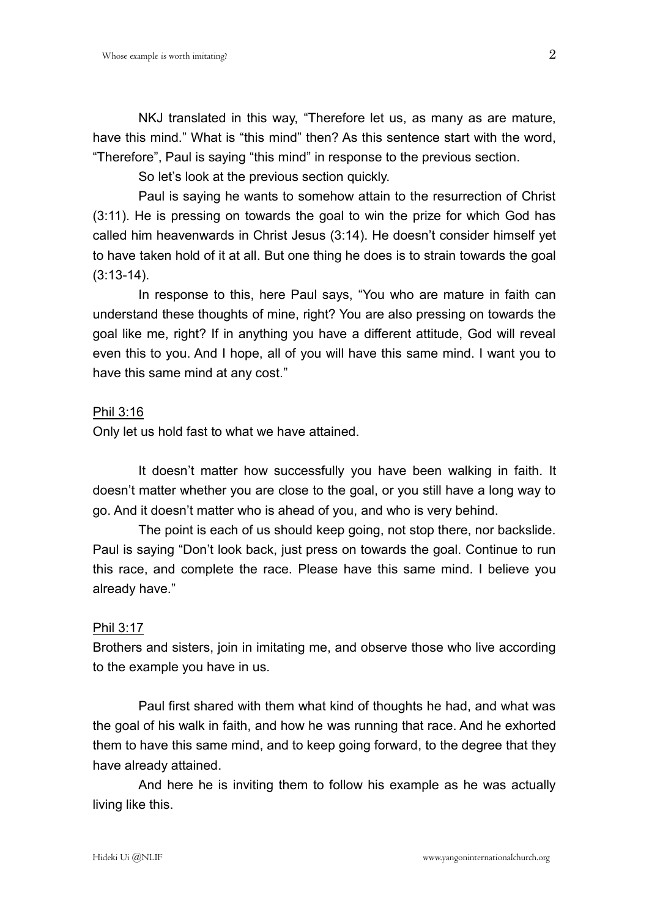NKJ translated in this way, “Therefore let us, as many as are mature, have this mind.” What is “this mind” then? As this sentence start with the word, “Therefore”, Paul is saying “this mind” in response to the previous section.

So let’s look at the previous section quickly.

Paul is saying he wants to somehow attain to the resurrection of Christ (3:11). He is pressing on towards the goal to win the prize for which God has called him heavenwards in Christ Jesus (3:14). He doesn’t consider himself yet to have taken hold of it at all. But one thing he does is to strain towards the goal (3:13-14).

In response to this, here Paul says, “You who are mature in faith can understand these thoughts of mine, right? You are also pressing on towards the goal like me, right? If in anything you have a different attitude, God will reveal even this to you. And I hope, all of you will have this same mind. I want you to have this same mind at any cost.”

Phil 3:16

Only let us hold fast to what we have attained.

It doesn’t matter how successfully you have been walking in faith. It doesn’t matter whether you are close to the goal, or you still have a long way to go. And it doesn’t matter who is ahead of you, and who is very behind.

The point is each of us should keep going, not stop there, nor backslide. Paul is saying “Don’t look back, just press on towards the goal. Continue to run this race, and complete the race. Please have this same mind. I believe you already have.”

Phil 3:17

Brothers and sisters, join in imitating me, and observe those who live according to the example you have in us.

Paul first shared with them what kind of thoughts he had, and what was the goal of his walk in faith, and how he was running that race. And he exhorted them to have this same mind, and to keep going forward, to the degree that they have already attained.

And here he is inviting them to follow his example as he was actually living like this.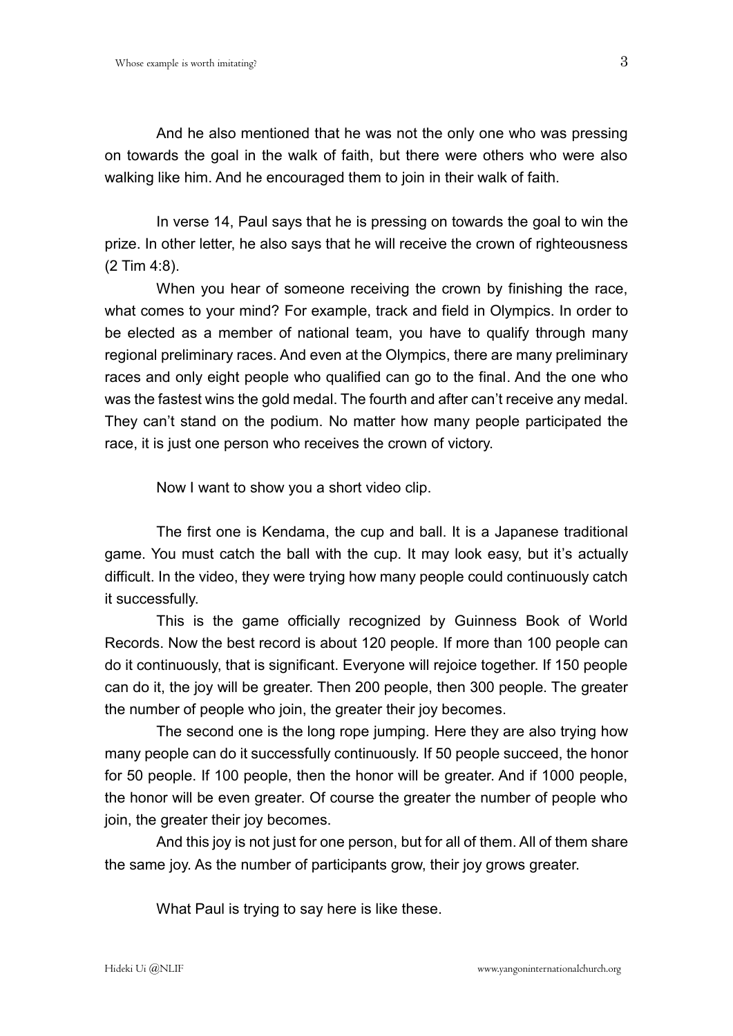And he also mentioned that he was not the only one who was pressing on towards the goal in the walk of faith, but there were others who were also walking like him. And he encouraged them to join in their walk of faith.

In verse 14, Paul says that he is pressing on towards the goal to win the prize. In other letter, he also says that he will receive the crown of righteousness (2 Tim 4:8).

When you hear of someone receiving the crown by finishing the race, what comes to your mind? For example, track and field in Olympics. In order to be elected as a member of national team, you have to qualify through many regional preliminary races. And even at the Olympics, there are many preliminary races and only eight people who qualified can go to the final. And the one who was the fastest wins the gold medal. The fourth and after can't receive any medal. They can't stand on the podium. No matter how many people participated the race, it is just one person who receives the crown of victory.

Now I want to show you a short video clip.

The first one is Kendama, the cup and ball. It is a Japanese traditional game. You must catch the ball with the cup. It may look easy, but it's actually difficult. In the video, they were trying how many people could continuously catch it successfully.

This is the game officially recognized by Guinness Book of World Records. Now the best record is about 120 people. If more than 100 people can do it continuously, that is significant. Everyone will rejoice together. If 150 people can do it, the joy will be greater. Then 200 people, then 300 people. The greater the number of people who join, the greater their joy becomes.

The second one is the long rope jumping. Here they are also trying how many people can do it successfully continuously. If 50 people succeed, the honor for 50 people. If 100 people, then the honor will be greater. And if 1000 people, the honor will be even greater. Of course the greater the number of people who join, the greater their joy becomes.

And this joy is not just for one person, but for all of them. All of them share the same joy. As the number of participants grow, their joy grows greater.

What Paul is trying to say here is like these.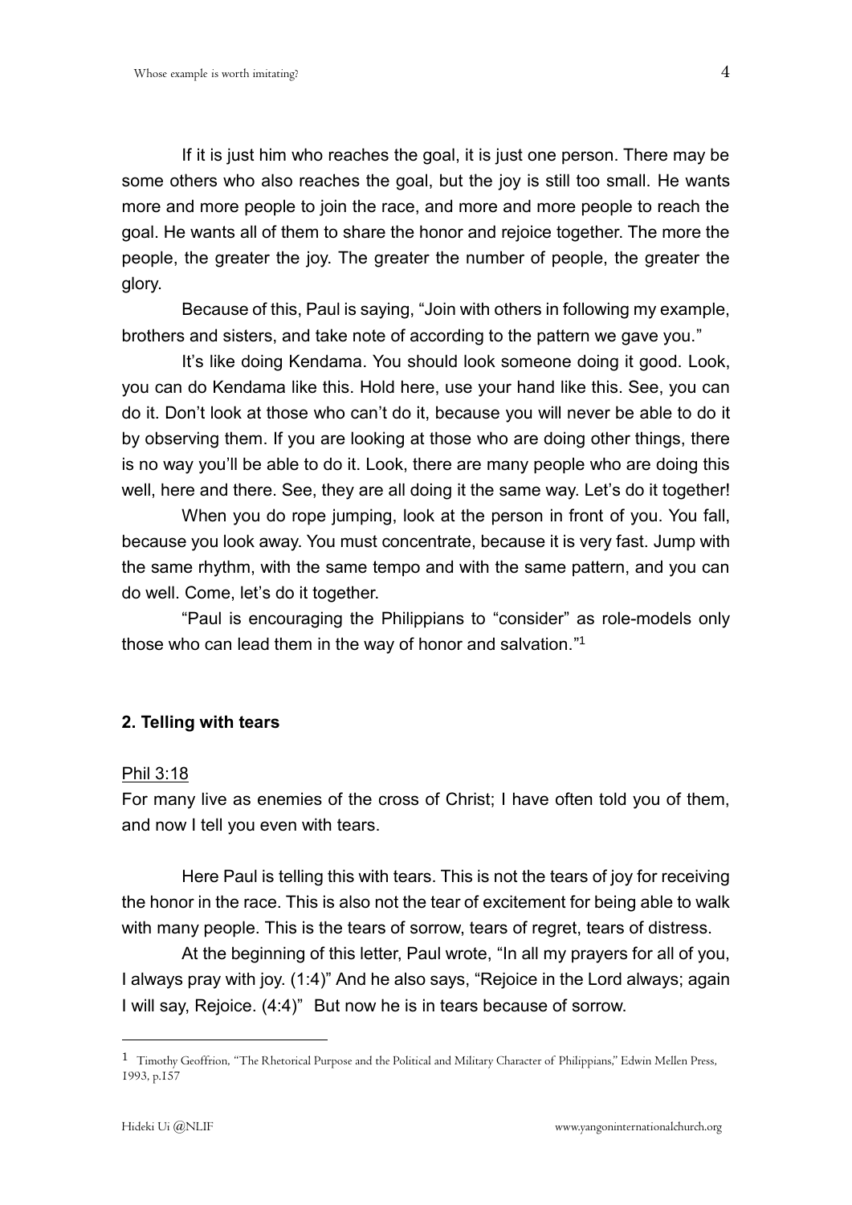If it is just him who reaches the goal, it is just one person. There may be some others who also reaches the goal, but the joy is still too small. He wants more and more people to join the race, and more and more people to reach the goal. He wants all of them to share the honor and rejoice together. The more the people, the greater the joy. The greater the number of people, the greater the glory.

Because of this, Paul is saying, "Join with others in following my example, brothers and sisters, and take note of according to the pattern we gave you."

It's like doing Kendama. You should look someone doing it good. Look, you can do Kendama like this. Hold here, use your hand like this. See, you can do it. Don't look at those who can't do it, because you will never be able to do it by observing them. If you are looking at those who are doing other things, there is no way you'll be able to do it. Look, there are many people who are doing this well, here and there. See, they are all doing it the same way. Let's do it together!

When you do rope jumping, look at the person in front of you. You fall, because you look away. You must concentrate, because it is very fast. Jump with the same rhythm, with the same tempo and with the same pattern, and you can do well. Come, let's do it together.

"Paul is encouraging the Philippians to "consider" as role-models only those who can lead them in the way of honor and salvation."[1]

## 2. Telling with tears

<u>Phil 3:18</u>

For many live as enemies of the cross of Christ; I have often told you of them, and now I tell you even with tears.

Here Paul is telling this with tears. This is not the tears of joy for receiving the honor in the race. This is also not the tear of excitement for being able to walk with many people. This is the tears of sorrow, tears of regret, tears of distress.

At the beginning of this letter, Paul wrote, "In all my prayers for all of you, I always pray with joy. (1:4)" And he also says, "Rejoice in the Lord always; again I will say, Rejoice. (4:4)" But now he is in tears because of sorrow.

---

[1] Timothy Geoffrion, "The Rhetorical Purpose and the Political and Military Character of Philippians," Edwin Mellen Press, 1993, p.157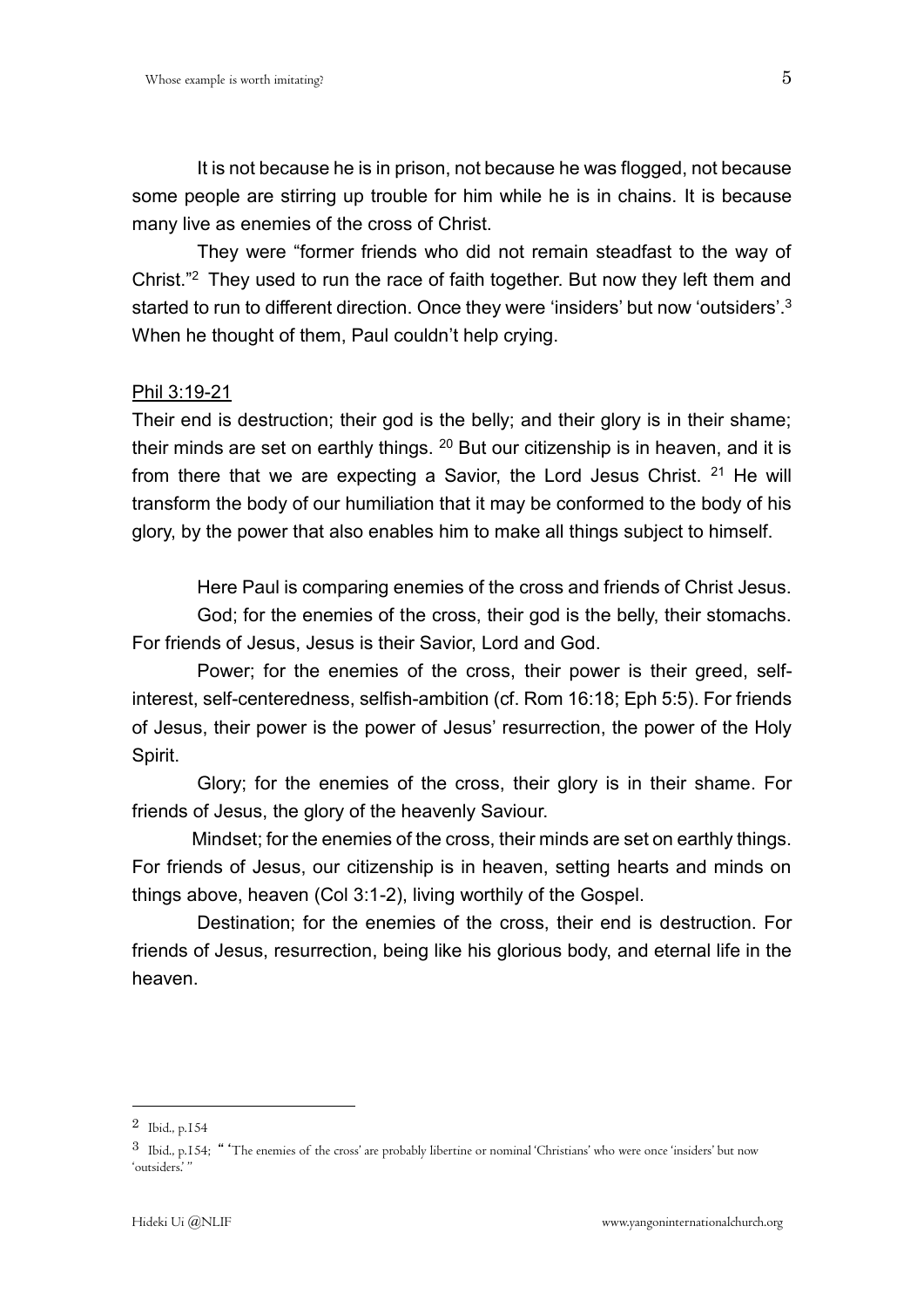It is not because he is in prison, not because he was flogged, not because some people are stirring up trouble for him while he is in chains. It is because many live as enemies of the cross of Christ.

They were "former friends who did not remain steadfast to the way of Christ."[2] They used to run the race of faith together. But now they left them and started to run to different direction. Once they were 'insiders' but now 'outsiders'.[3] When he thought of them, Paul couldn't help crying.

Phil 3:19-21

Their end is destruction; their god is the belly; and their glory is in their shame; their minds are set on earthly things. [20] But our citizenship is in heaven, and it is from there that we are expecting a Savior, the Lord Jesus Christ. [21] He will transform the body of our humiliation that it may be conformed to the body of his glory, by the power that also enables him to make all things subject to himself.

Here Paul is comparing enemies of the cross and friends of Christ Jesus.

God; for the enemies of the cross, their god is the belly, their stomachs. For friends of Jesus, Jesus is their Savior, Lord and God.

Power; for the enemies of the cross, their power is their greed, self-interest, self-centeredness, selfish-ambition (cf. Rom 16:18; Eph 5:5). For friends of Jesus, their power is the power of Jesus' resurrection, the power of the Holy Spirit.

Glory; for the enemies of the cross, their glory is in their shame. For friends of Jesus, the glory of the heavenly Saviour.

Mindset; for the enemies of the cross, their minds are set on earthly things. For friends of Jesus, our citizenship is in heaven, setting hearts and minds on things above, heaven (Col 3:1-2), living worthily of the Gospel.

Destination; for the enemies of the cross, their end is destruction. For friends of Jesus, resurrection, being like his glorious body, and eternal life in the heaven.

---

[2] Ibid., p.154

[3] Ibid., p.154; " 'The enemies of the cross' are probably libertine or nominal 'Christians' who were once 'insiders' but now 'outsiders.' "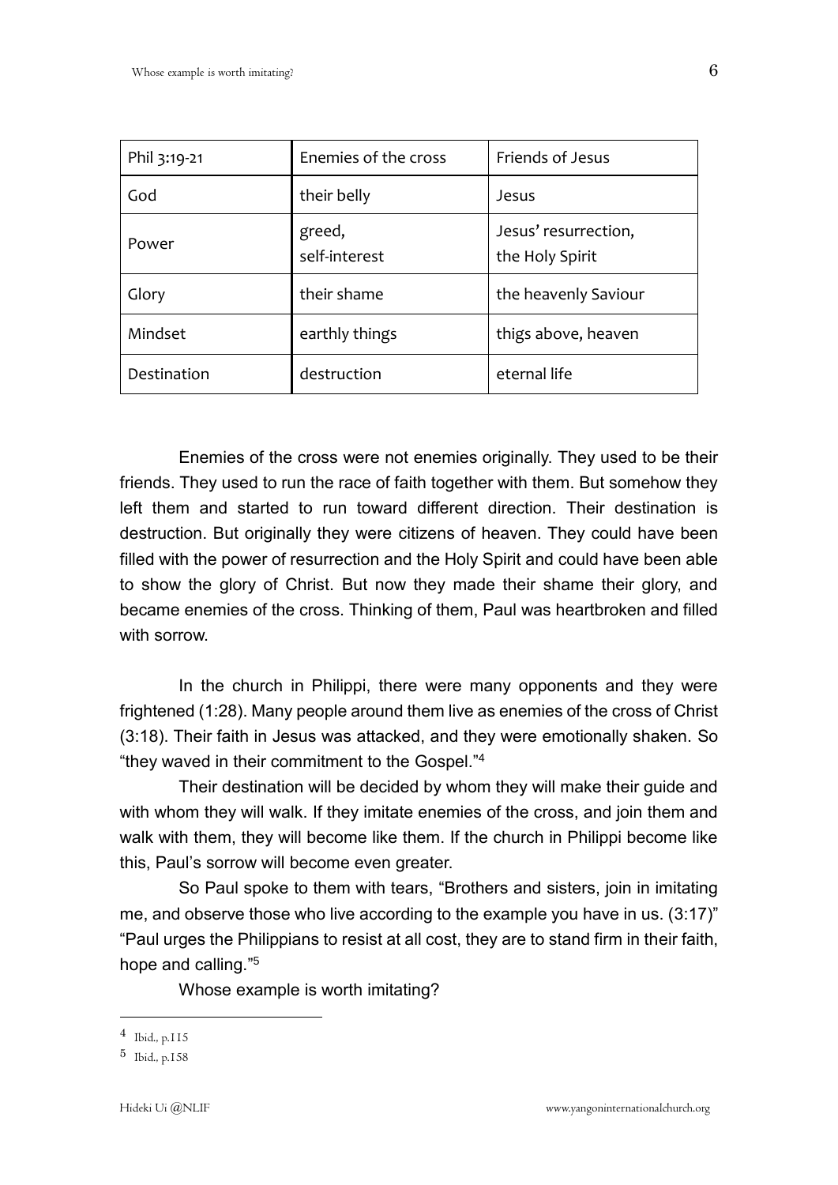| Phil 3:19-21 | Enemies of the cross | Friends of Jesus |
| --- | --- | --- |
| God | their belly | Jesus |
| Power | greed, self-interest | Jesus' resurrection, the Holy Spirit |
| Glory | their shame | the heavenly Saviour |
| Mindset | earthly things | thigs above, heaven |
| Destination | destruction | eternal life |

Enemies of the cross were not enemies originally. They used to be their friends. They used to run the race of faith together with them. But somehow they left them and started to run toward different direction. Their destination is destruction. But originally they were citizens of heaven. They could have been filled with the power of resurrection and the Holy Spirit and could have been able to show the glory of Christ. But now they made their shame their glory, and became enemies of the cross. Thinking of them, Paul was heartbroken and filled with sorrow.

In the church in Philippi, there were many opponents and they were frightened (1:28). Many people around them live as enemies of the cross of Christ (3:18). Their faith in Jesus was attacked, and they were emotionally shaken. So "they waved in their commitment to the Gospel."[4]

Their destination will be decided by whom they will make their guide and with whom they will walk. If they imitate enemies of the cross, and join them and walk with them, they will become like them. If the church in Philippi become like this, Paul's sorrow will become even greater.

So Paul spoke to them with tears, "Brothers and sisters, join in imitating me, and observe those who live according to the example you have in us. (3:17)" "Paul urges the Philippians to resist at all cost, they are to stand firm in their faith, hope and calling."[5]

Whose example is worth imitating?

---

[4] Ibid., p.115

[5] Ibid., p.158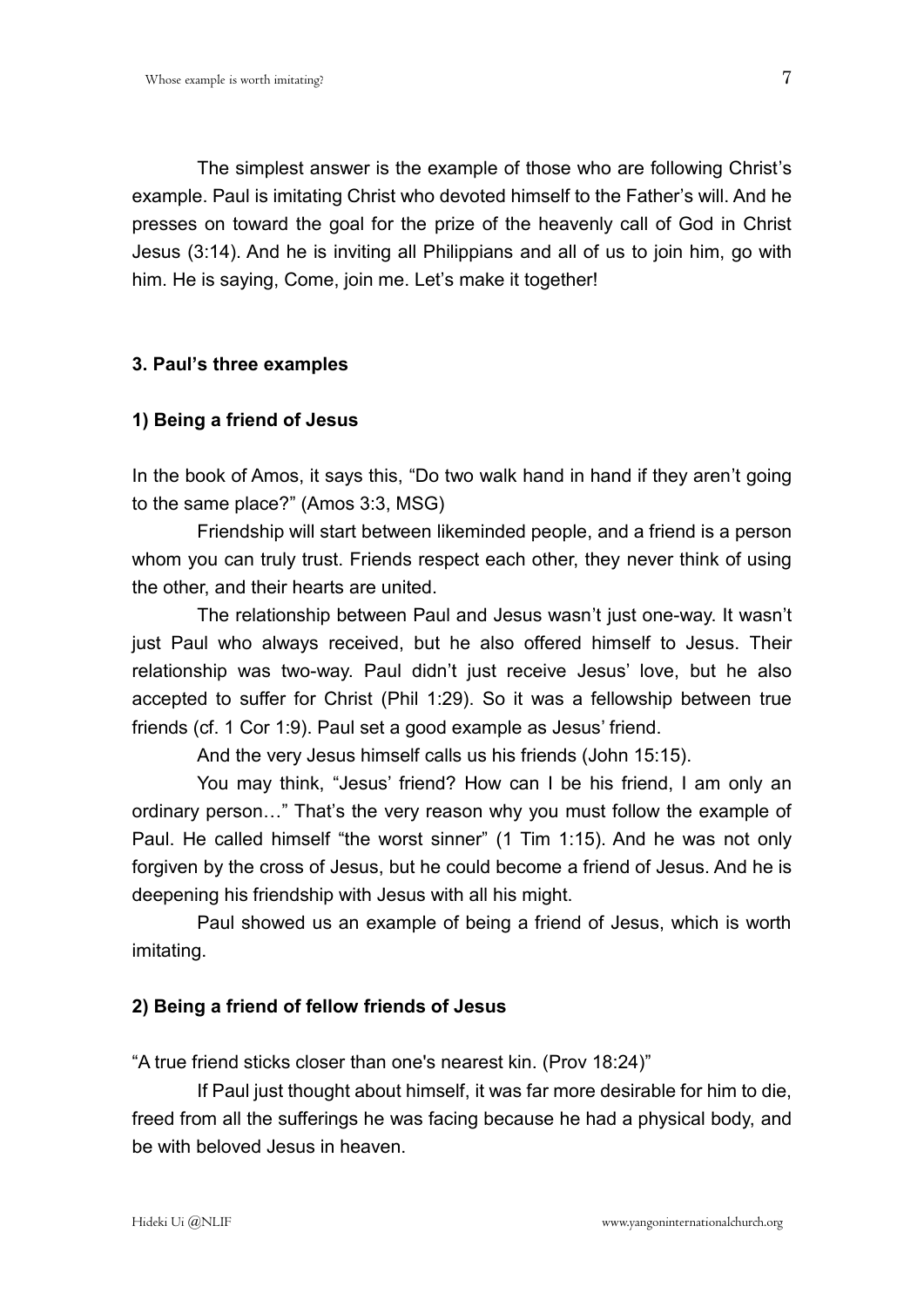The simplest answer is the example of those who are following Christ's example. Paul is imitating Christ who devoted himself to the Father's will. And he presses on toward the goal for the prize of the heavenly call of God in Christ Jesus (3:14). And he is inviting all Philippians and all of us to join him, go with him. He is saying, Come, join me. Let's make it together!

### 3. Paul's three examples

#### 1) Being a friend of Jesus

In the book of Amos, it says this, "Do two walk hand in hand if they aren't going to the same place?" (Amos 3:3, MSG)

Friendship will start between likeminded people, and a friend is a person whom you can truly trust. Friends respect each other, they never think of using the other, and their hearts are united.

The relationship between Paul and Jesus wasn't just one-way. It wasn't just Paul who always received, but he also offered himself to Jesus. Their relationship was two-way. Paul didn't just receive Jesus' love, but he also accepted to suffer for Christ (Phil 1:29). So it was a fellowship between true friends (cf. 1 Cor 1:9). Paul set a good example as Jesus' friend.

And the very Jesus himself calls us his friends (John 15:15).

You may think, "Jesus' friend? How can I be his friend, I am only an ordinary person…" That's the very reason why you must follow the example of Paul. He called himself "the worst sinner" (1 Tim 1:15). And he was not only forgiven by the cross of Jesus, but he could become a friend of Jesus. And he is deepening his friendship with Jesus with all his might.

Paul showed us an example of being a friend of Jesus, which is worth imitating.

#### 2) Being a friend of fellow friends of Jesus

"A true friend sticks closer than one's nearest kin. (Prov 18:24)"

If Paul just thought about himself, it was far more desirable for him to die, freed from all the sufferings he was facing because he had a physical body, and be with beloved Jesus in heaven.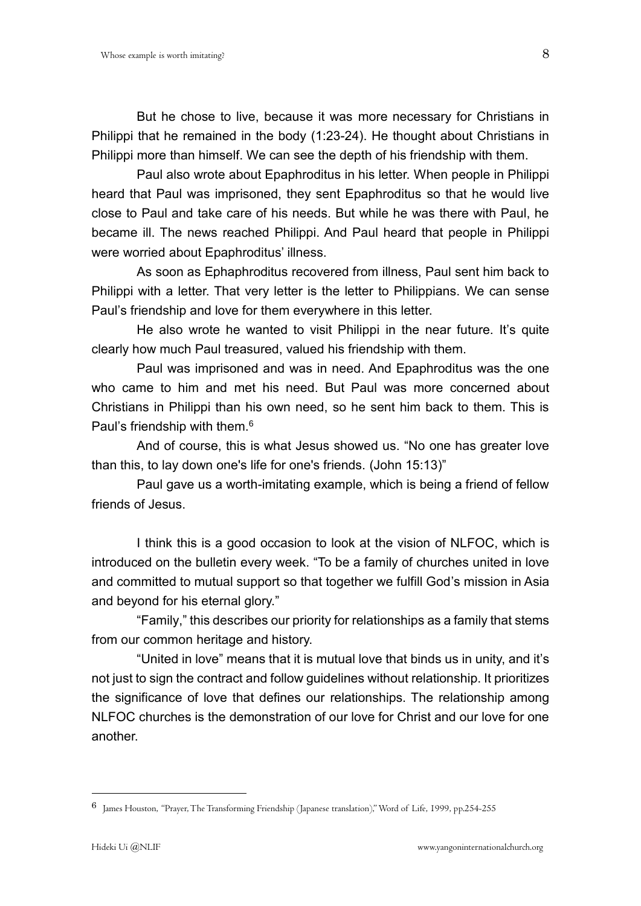But he chose to live, because it was more necessary for Christians in Philippi that he remained in the body (1:23-24). He thought about Christians in Philippi more than himself. We can see the depth of his friendship with them.

Paul also wrote about Epaphroditus in his letter. When people in Philippi heard that Paul was imprisoned, they sent Epaphroditus so that he would live close to Paul and take care of his needs. But while he was there with Paul, he became ill. The news reached Philippi. And Paul heard that people in Philippi were worried about Epaphroditus' illness.

As soon as Ephaphroditus recovered from illness, Paul sent him back to Philippi with a letter. That very letter is the letter to Philippians. We can sense Paul's friendship and love for them everywhere in this letter.

He also wrote he wanted to visit Philippi in the near future. It's quite clearly how much Paul treasured, valued his friendship with them.

Paul was imprisoned and was in need. And Epaphroditus was the one who came to him and met his need. But Paul was more concerned about Christians in Philippi than his own need, so he sent him back to them. This is Paul's friendship with them.[6]

And of course, this is what Jesus showed us. "No one has greater love than this, to lay down one's life for one's friends. (John 15:13)"

Paul gave us a worth-imitating example, which is being a friend of fellow friends of Jesus.

I think this is a good occasion to look at the vision of NLFOC, which is introduced on the bulletin every week. "To be a family of churches united in love and committed to mutual support so that together we fulfill God's mission in Asia and beyond for his eternal glory."

"Family," this describes our priority for relationships as a family that stems from our common heritage and history.

"United in love" means that it is mutual love that binds us in unity, and it's not just to sign the contract and follow guidelines without relationship. It prioritizes the significance of love that defines our relationships. The relationship among NLFOC churches is the demonstration of our love for Christ and our love for one another.

---

[6] James Houston, "Prayer, The Transforming Friendship (Japanese translation)," Word of Life, 1999, pp.254-255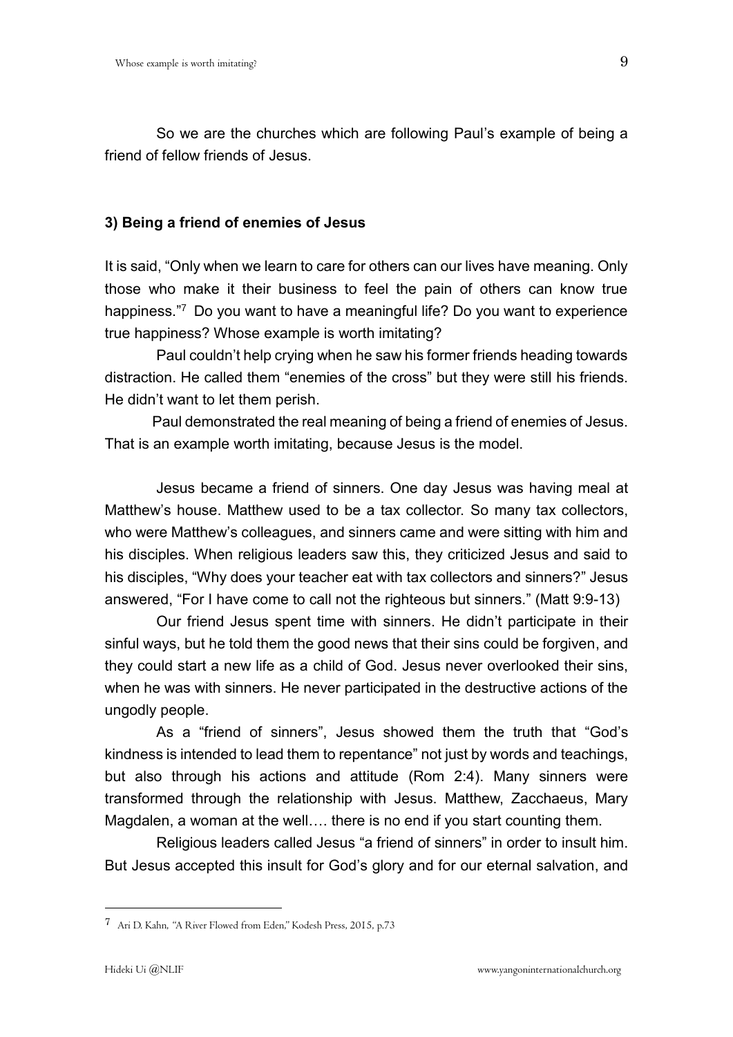So we are the churches which are following Paul's example of being a friend of fellow friends of Jesus.

### 3) Being a friend of enemies of Jesus

It is said, "Only when we learn to care for others can our lives have meaning. Only those who make it their business to feel the pain of others can know true happiness."[7] Do you want to have a meaningful life? Do you want to experience true happiness? Whose example is worth imitating?

Paul couldn't help crying when he saw his former friends heading towards distraction. He called them "enemies of the cross" but they were still his friends. He didn't want to let them perish.

Paul demonstrated the real meaning of being a friend of enemies of Jesus. That is an example worth imitating, because Jesus is the model.

Jesus became a friend of sinners. One day Jesus was having meal at Matthew's house. Matthew used to be a tax collector. So many tax collectors, who were Matthew's colleagues, and sinners came and were sitting with him and his disciples. When religious leaders saw this, they criticized Jesus and said to his disciples, "Why does your teacher eat with tax collectors and sinners?" Jesus answered, "For I have come to call not the righteous but sinners." (Matt 9:9-13)

Our friend Jesus spent time with sinners. He didn't participate in their sinful ways, but he told them the good news that their sins could be forgiven, and they could start a new life as a child of God. Jesus never overlooked their sins, when he was with sinners. He never participated in the destructive actions of the ungodly people.

As a "friend of sinners", Jesus showed them the truth that "God's kindness is intended to lead them to repentance" not just by words and teachings, but also through his actions and attitude (Rom 2:4). Many sinners were transformed through the relationship with Jesus. Matthew, Zacchaeus, Mary Magdalen, a woman at the well…. there is no end if you start counting them.

Religious leaders called Jesus "a friend of sinners" in order to insult him. But Jesus accepted this insult for God's glory and for our eternal salvation, and

---

[7] Ari D. Kahn, "A River Flowed from Eden," Kodesh Press, 2015, p.73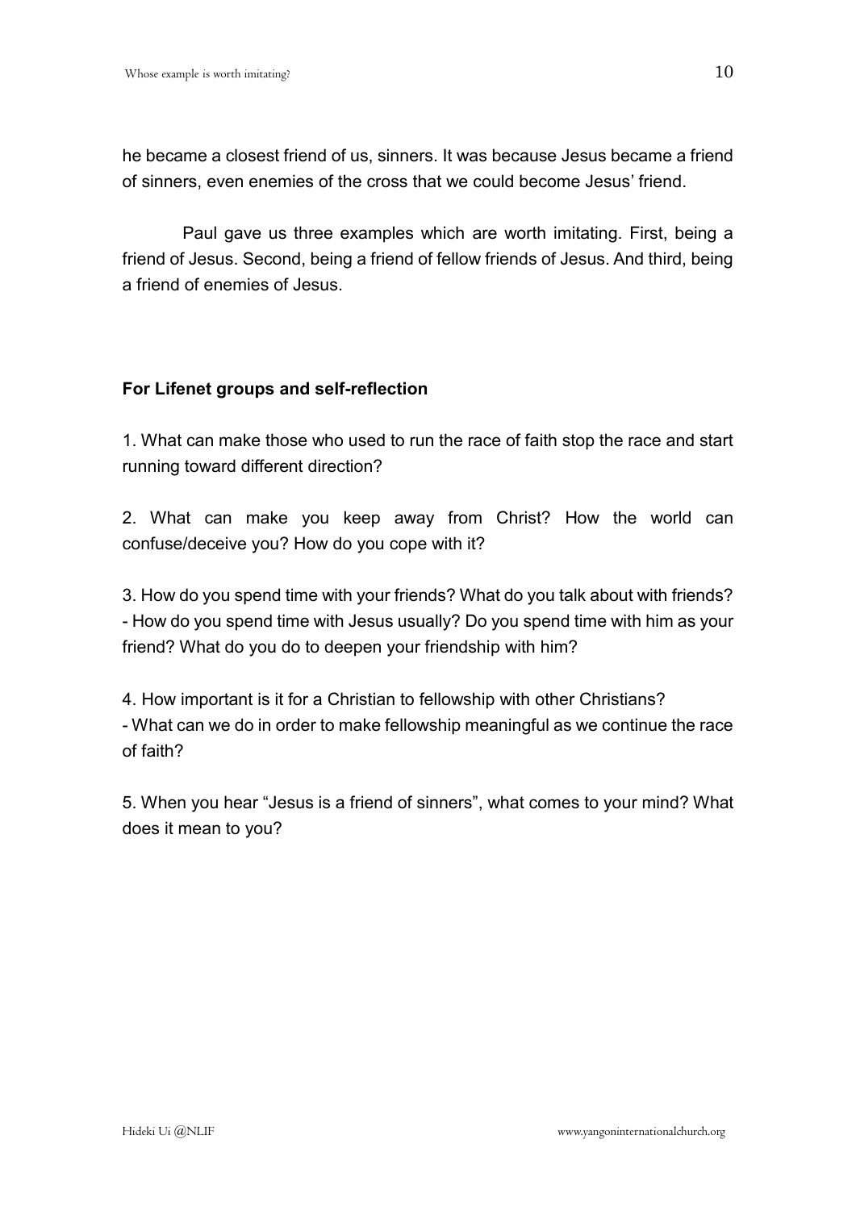he became a closest friend of us, sinners. It was because Jesus became a friend of sinners, even enemies of the cross that we could become Jesus' friend.

Paul gave us three examples which are worth imitating. First, being a friend of Jesus. Second, being a friend of fellow friends of Jesus. And third, being a friend of enemies of Jesus.

**For Lifenet groups and self-reflection**

1. What can make those who used to run the race of faith stop the race and start running toward different direction?

2. What can make you keep away from Christ? How the world can confuse/deceive you? How do you cope with it?

3. How do you spend time with your friends? What do you talk about with friends?
- How do you spend time with Jesus usually? Do you spend time with him as your friend? What do you do to deepen your friendship with him?

4. How important is it for a Christian to fellowship with other Christians?
- What can we do in order to make fellowship meaningful as we continue the race of faith?

5. When you hear "Jesus is a friend of sinners", what comes to your mind? What does it mean to you?